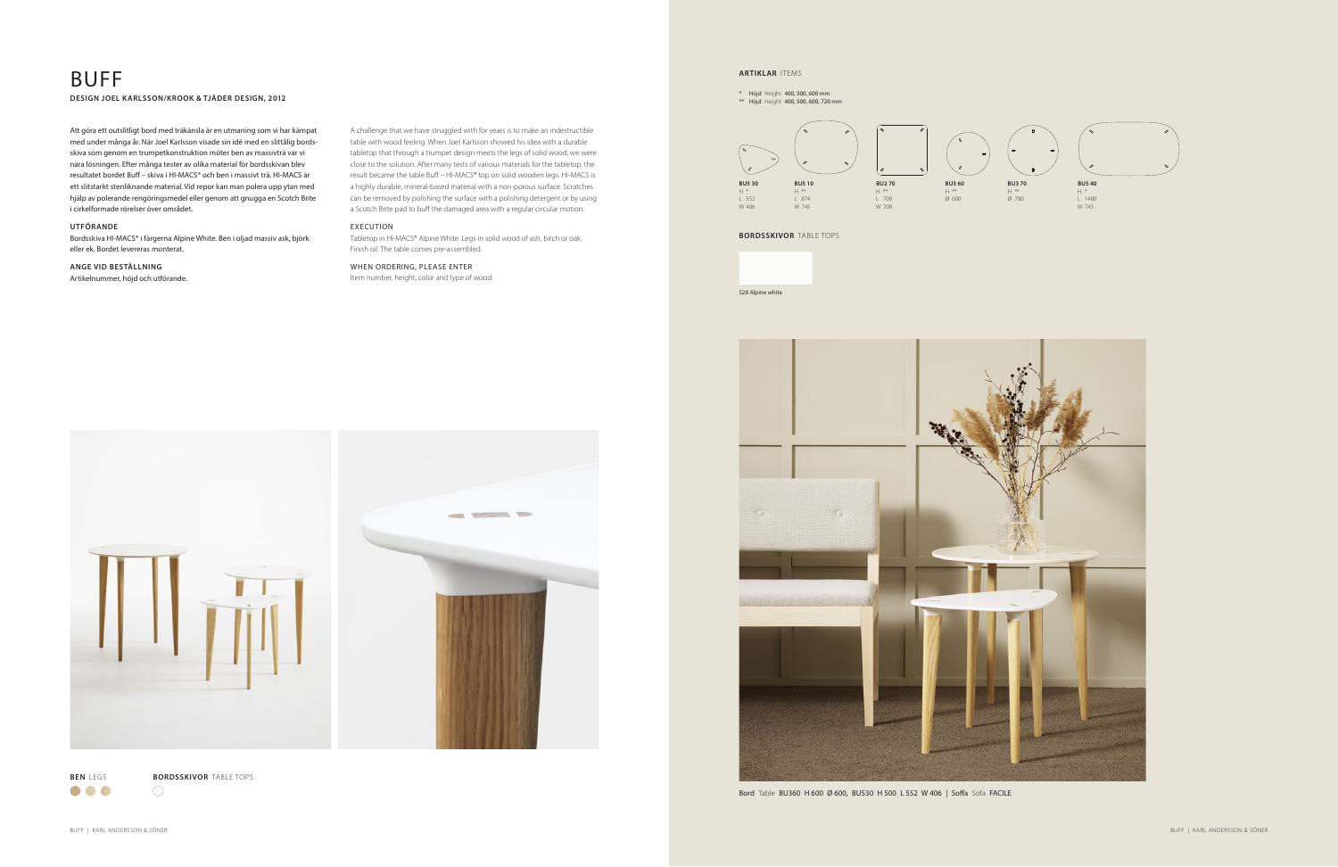# BUFF

**DESIGN JOEL KARLSSON/KROOK & TJÄDER DESIGN, 2012**

Att göra ett outslitligt bord med träkänsla är en utmaning som vi har kämpat med under många år. När Joel Karlsson visade sin idé med en slittålig bordsskiva som genom en trumpetkonstruktion möter ben av massivträ var vi nära lösningen. Efter många tester av olika material för bordsskivan blev resultatet bordet Buff – skiva i HI-MACS® och ben i massivt trä. HI-MACS är ett slitstarkt stenliknande material. Vid repor kan man polera upp ytan med hjälp av polerande rengöringsmedel eller genom att gnugga en Scotch Brite i cirkelformade rörelser över området.

**UTFÖRANDE**

Bordsskiva HI-MACS® i färgerna Alpine White. Ben i oljad massiv ask, björk eller ek. Bordet levereras monterat.

**ANGE VID BESTÄLLNING**

Artikelnummer, höjd och utförande.

A challenge that we have struggled with for years is to make an indestructible table with wood feeling. When Joel Karlsson showed his idea with a durable tabletop that through a trumpet design meets the legs of solid wood, we were close to the solution. After many tests of various materials for the tabletop, the result became the table Buff – HI-MACS® top on solid wooden legs. HI-MACS is a highly durable, mineral-based material with a non-porous surface. Scratches can be removed by polishing the surface with a polishing detergent or by using a Scotch Brite pad to buff the damaged area with a regular circular motion.

**EXECUTION**

Tabletop in HI-MACS® Alpine White. Legs in solid wood of ash, birch or oak. Finish oil. The table comes pre-assembled.

**WHEN ORDERING, PLEASE ENTER**

Item number, height, color and type of wood.

**BEN** LEGS

**BORDSSKIVOR** TABLE TOPS

**ARTIKLAR** ITEMS

\* Höjd Height 400, 500, 600 mm
\*\* Höjd Height 400, 500, 600, 720 mm

| BU5 30 | BU5 10 | BU2 70 | BU3 60 | BU3 70 | BU5 40 |
|---|---|---|---|---|---|
| H * | H ** | H ** | H ** | H ** | H * |
| L 552 | L 874 | L 700 | Ø 600 | Ø 700 | L 1400 |
| W 406 | W 745 | W 700 | | | W 745 |

**BORDSSKIVOR** TABLE TOPS

528 Alpine white

Bord Table BU360 H 600 Ø 600, BU530 H 500 L 552 W 406 | Soffa Sofa FACILE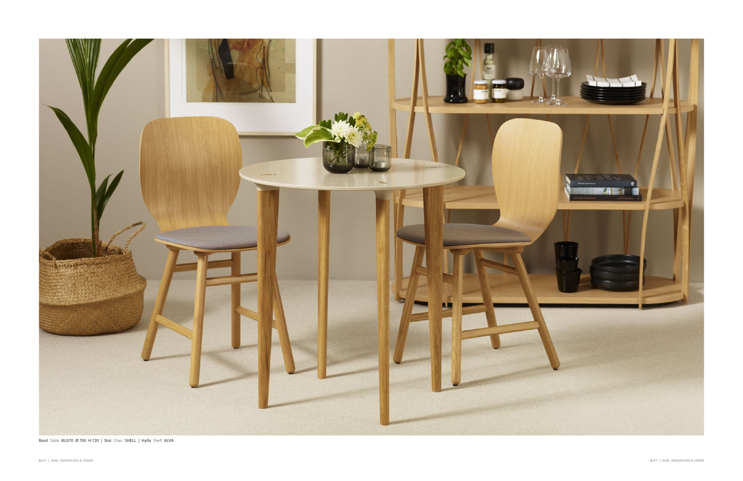**Bord** Table **BU370 Ø 700 H 720** | **Stol** Chair **SHELL** | **Hylla** Shelf **ALVA**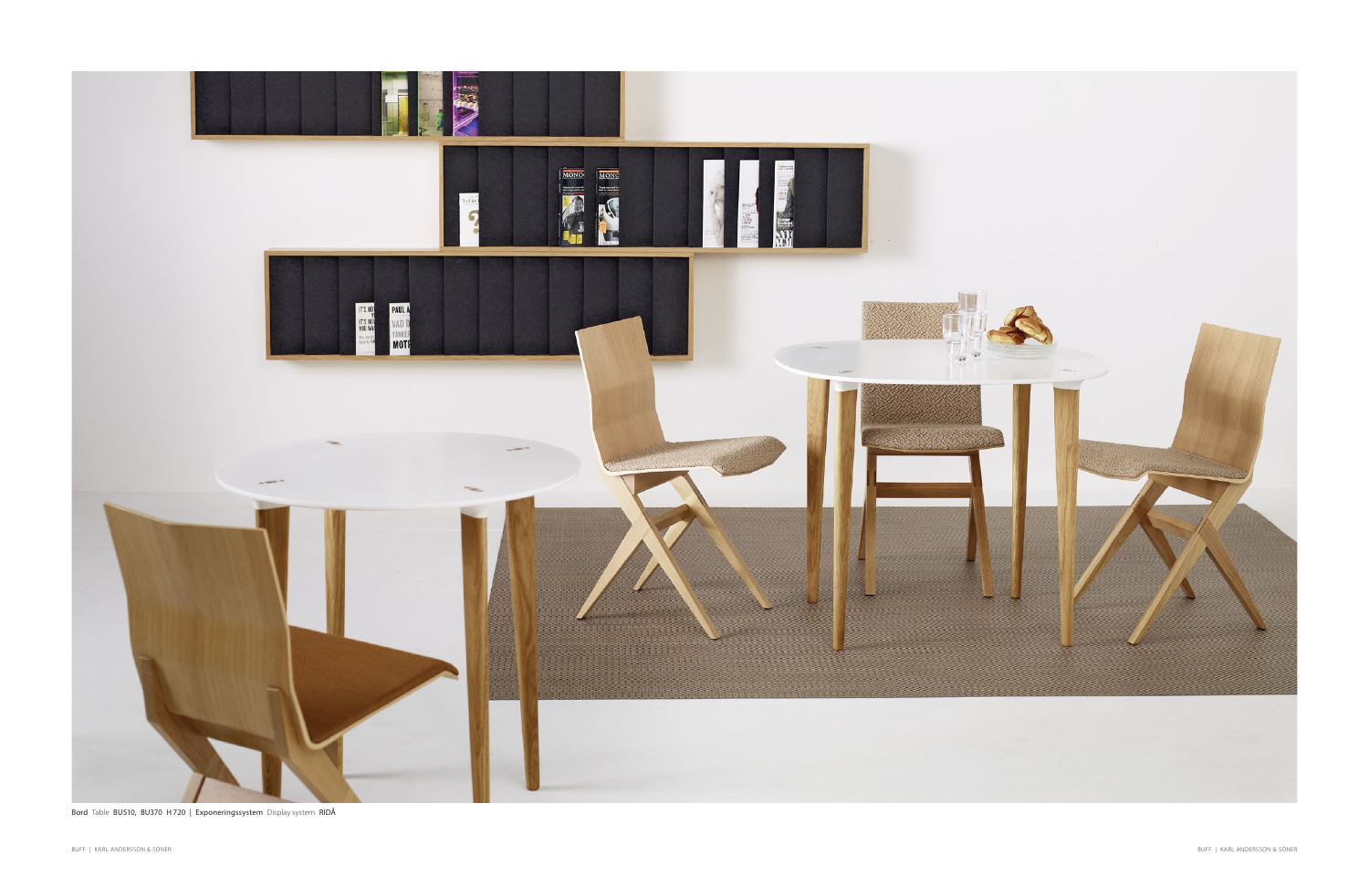**Bord** Table **BU510, BU370 H 720** | **Exponeringssystem** Display system **RIDÅ**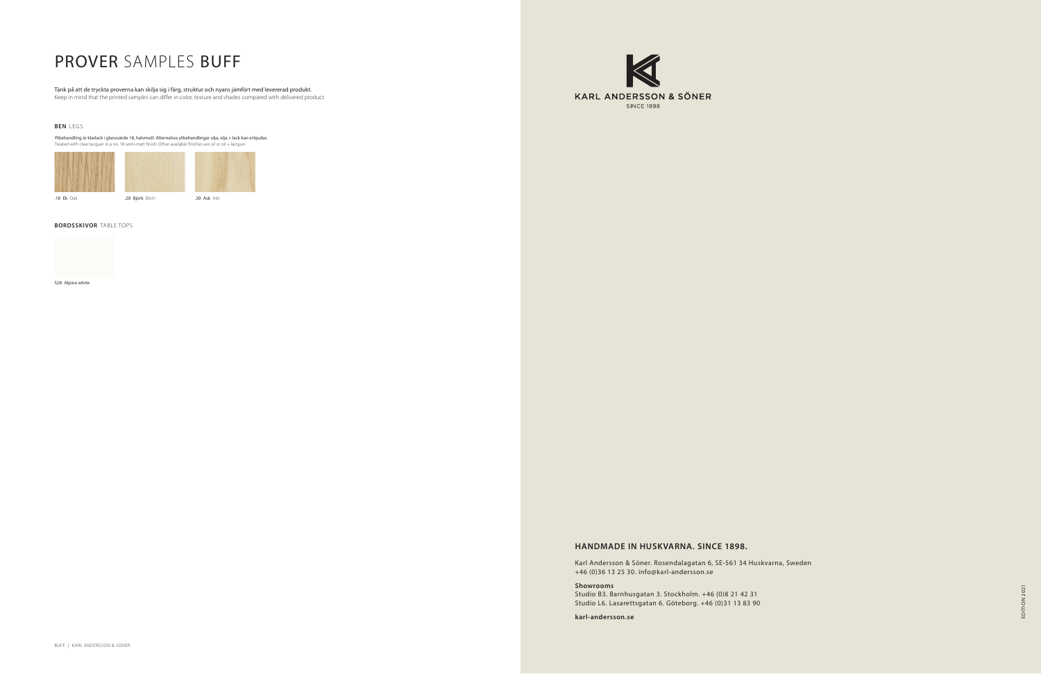# PROVER SAMPLES BUFF

Tänk på att de tryckta proverna kan skilja sig i färg, struktur och nyans jämfört med levererad produkt.
Keep in mind that the printed samples can differ in color, texture and shades compared with delivered product.

## BEN LEGS

Ytbehandling är klarlack i glansvärde 18, halvmatt. Alternativa ytbehandlingar olja, olja + lack kan erbjudas.
Treated with clear lacquer in a no. 18 semi-matt finish. Other available finishes are oil or oil + lacquer.

.10 **Ek** Oak

.20 **Björk** Birch

.30 **Ask** Ash

## BORDSSKIVOR TABLE TOPS

528 Alpine white

KARL ANDERSSON & SÖNER
SINCE 1898

## HANDMADE IN HUSKVARNA. SINCE 1898.

Karl Andersson & Söner. Rosendalagatan 6, SE-561 34 Huskvarna, Sweden
+46 (0)36 13 25 30. info@karl-andersson.se

**Showrooms**
Studio B3. Barnhusgatan 3. Stockholm. +46 (0)8 21 42 31
Studio L6. Lasarettsgatan 6. Göteborg. +46 (0)31 13 83 90

**karl-andersson.se**

EDITION 2021